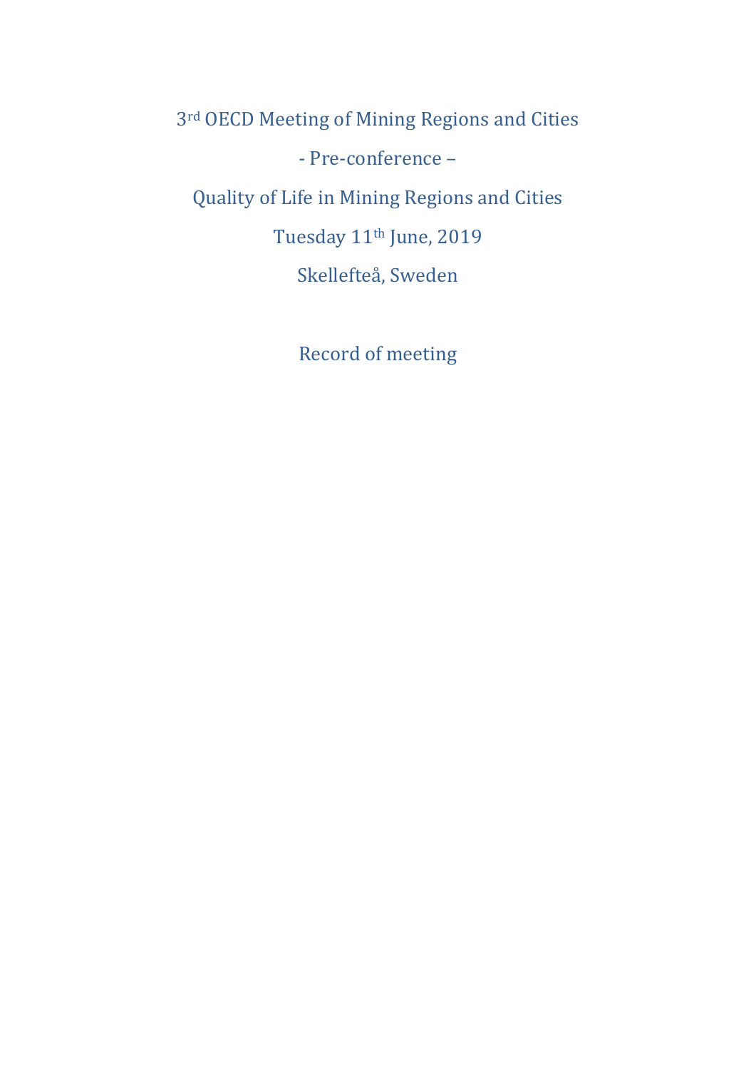# 3rd OECD Meeting of Mining Regions and Cities

## - Pre-conference –

## Quality of Life in Mining Regions and Cities

Tuesday 11th June, 2019

Skellefteå, Sweden

Record of meeting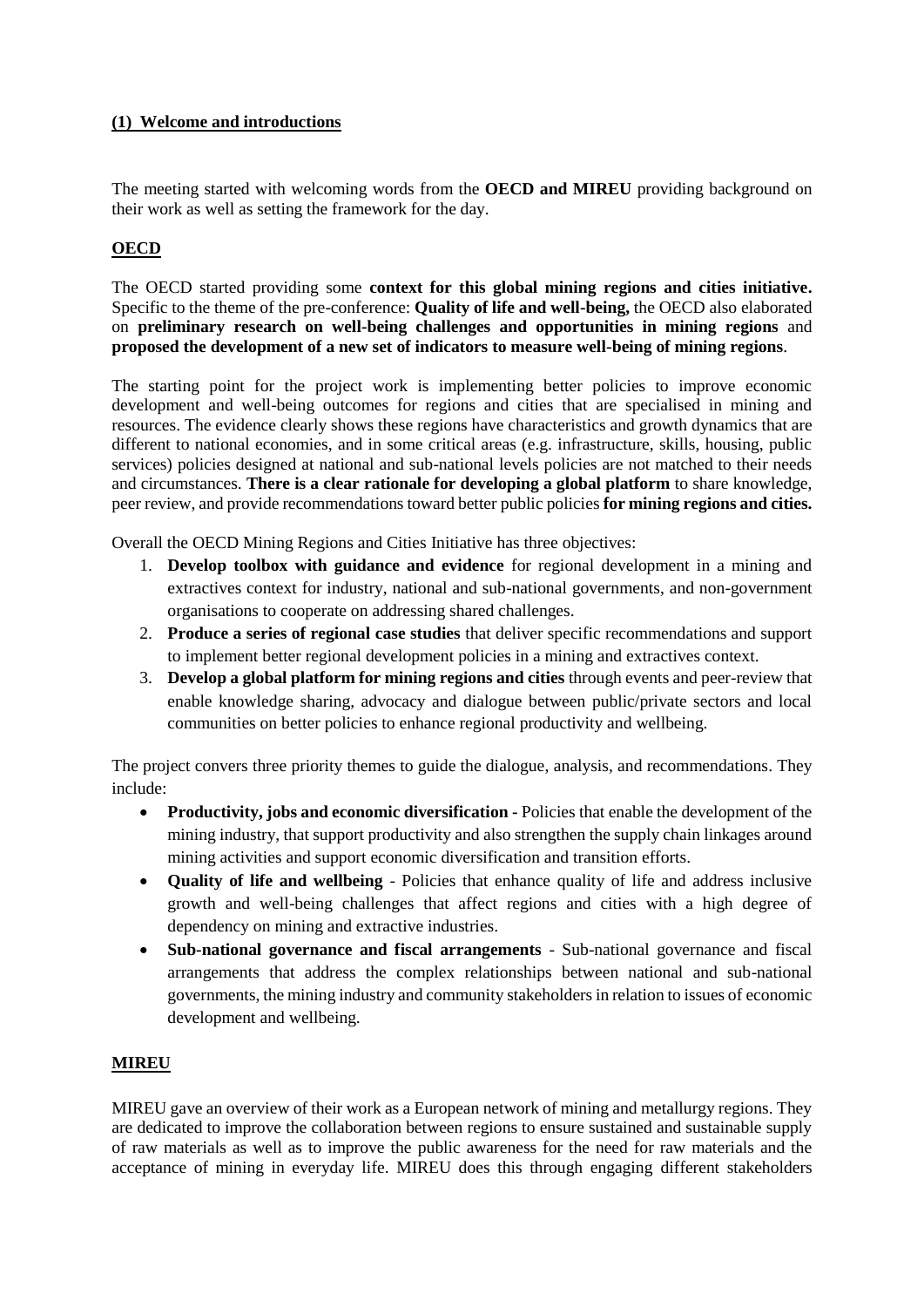## (1) Welcome and introductions

The meeting started with welcoming words from the **OECD and MIREU** providing background on their work as well as setting the framework for the day.

### OECD

The OECD started providing some **context for this global mining regions and cities initiative.** Specific to the theme of the pre-conference: **Quality of life and well-being,** the OECD also elaborated on **preliminary research on well-being challenges and opportunities in mining regions** and **proposed the development of a new set of indicators to measure well-being of mining regions**.

The starting point for the project work is implementing better policies to improve economic development and well-being outcomes for regions and cities that are specialised in mining and resources. The evidence clearly shows these regions have characteristics and growth dynamics that are different to national economies, and in some critical areas (e.g. infrastructure, skills, housing, public services) policies designed at national and sub-national levels policies are not matched to their needs and circumstances. **There is a clear rationale for developing a global platform** to share knowledge, peer review, and provide recommendations toward better public policies **for mining regions and cities.**

Overall the OECD Mining Regions and Cities Initiative has three objectives:

1. **Develop toolbox with guidance and evidence** for regional development in a mining and extractives context for industry, national and sub-national governments, and non-government organisations to cooperate on addressing shared challenges.
2. **Produce a series of regional case studies** that deliver specific recommendations and support to implement better regional development policies in a mining and extractives context.
3. **Develop a global platform for mining regions and cities** through events and peer-review that enable knowledge sharing, advocacy and dialogue between public/private sectors and local communities on better policies to enhance regional productivity and wellbeing.

The project convers three priority themes to guide the dialogue, analysis, and recommendations. They include:

- **Productivity, jobs and economic diversification -** Policies that enable the development of the mining industry, that support productivity and also strengthen the supply chain linkages around mining activities and support economic diversification and transition efforts.
- **Quality of life and wellbeing** - Policies that enhance quality of life and address inclusive growth and well-being challenges that affect regions and cities with a high degree of dependency on mining and extractive industries.
- **Sub-national governance and fiscal arrangements** - Sub-national governance and fiscal arrangements that address the complex relationships between national and sub-national governments, the mining industry and community stakeholders in relation to issues of economic development and wellbeing.

### MIREU

MIREU gave an overview of their work as a European network of mining and metallurgy regions. They are dedicated to improve the collaboration between regions to ensure sustained and sustainable supply of raw materials as well as to improve the public awareness for the need for raw materials and the acceptance of mining in everyday life. MIREU does this through engaging different stakeholders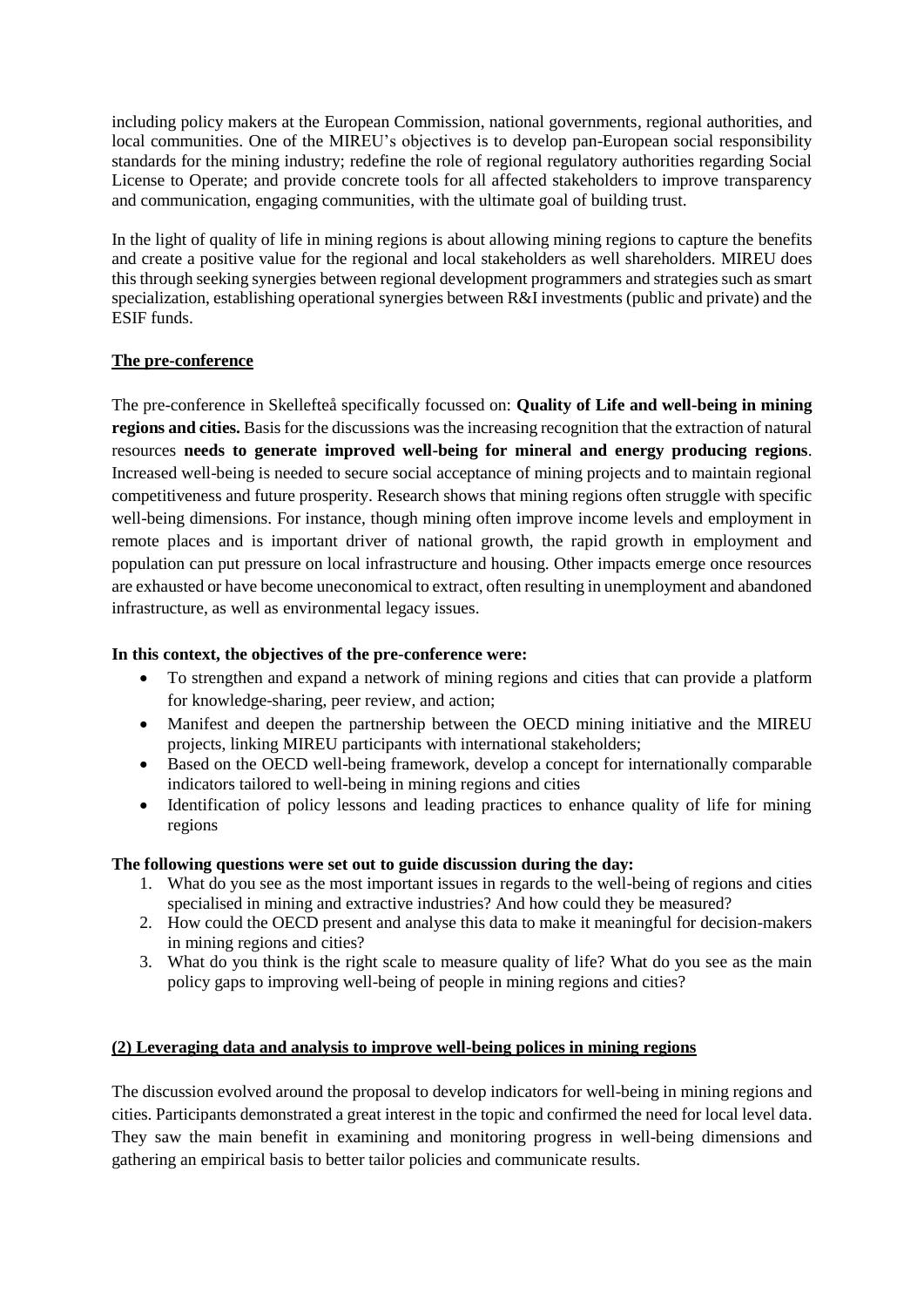including policy makers at the European Commission, national governments, regional authorities, and local communities. One of the MIREU's objectives is to develop pan-European social responsibility standards for the mining industry; redefine the role of regional regulatory authorities regarding Social License to Operate; and provide concrete tools for all affected stakeholders to improve transparency and communication, engaging communities, with the ultimate goal of building trust.

In the light of quality of life in mining regions is about allowing mining regions to capture the benefits and create a positive value for the regional and local stakeholders as well shareholders. MIREU does this through seeking synergies between regional development programmers and strategies such as smart specialization, establishing operational synergies between R&I investments (public and private) and the ESIF funds.

**<u>The pre-conference</u>**

The pre-conference in Skellefteå specifically focussed on: **Quality of Life and well-being in mining regions and cities.** Basis for the discussions was the increasing recognition that the extraction of natural resources **needs to generate improved well-being for mineral and energy producing regions**. Increased well-being is needed to secure social acceptance of mining projects and to maintain regional competitiveness and future prosperity. Research shows that mining regions often struggle with specific well-being dimensions. For instance, though mining often improve income levels and employment in remote places and is important driver of national growth, the rapid growth in employment and population can put pressure on local infrastructure and housing. Other impacts emerge once resources are exhausted or have become uneconomical to extract, often resulting in unemployment and abandoned infrastructure, as well as environmental legacy issues.

**In this context, the objectives of the pre-conference were:**

- To strengthen and expand a network of mining regions and cities that can provide a platform for knowledge-sharing, peer review, and action;
- Manifest and deepen the partnership between the OECD mining initiative and the MIREU projects, linking MIREU participants with international stakeholders;
- Based on the OECD well-being framework, develop a concept for internationally comparable indicators tailored to well-being in mining regions and cities
- Identification of policy lessons and leading practices to enhance quality of life for mining regions

**The following questions were set out to guide discussion during the day:**

1. What do you see as the most important issues in regards to the well-being of regions and cities specialised in mining and extractive industries? And how could they be measured?
2. How could the OECD present and analyse this data to make it meaningful for decision-makers in mining regions and cities?
3. What do you think is the right scale to measure quality of life? What do you see as the main policy gaps to improving well-being of people in mining regions and cities?

**<u>(2) Leveraging data and analysis to improve well-being polices in mining regions</u>**

The discussion evolved around the proposal to develop indicators for well-being in mining regions and cities. Participants demonstrated a great interest in the topic and confirmed the need for local level data. They saw the main benefit in examining and monitoring progress in well-being dimensions and gathering an empirical basis to better tailor policies and communicate results.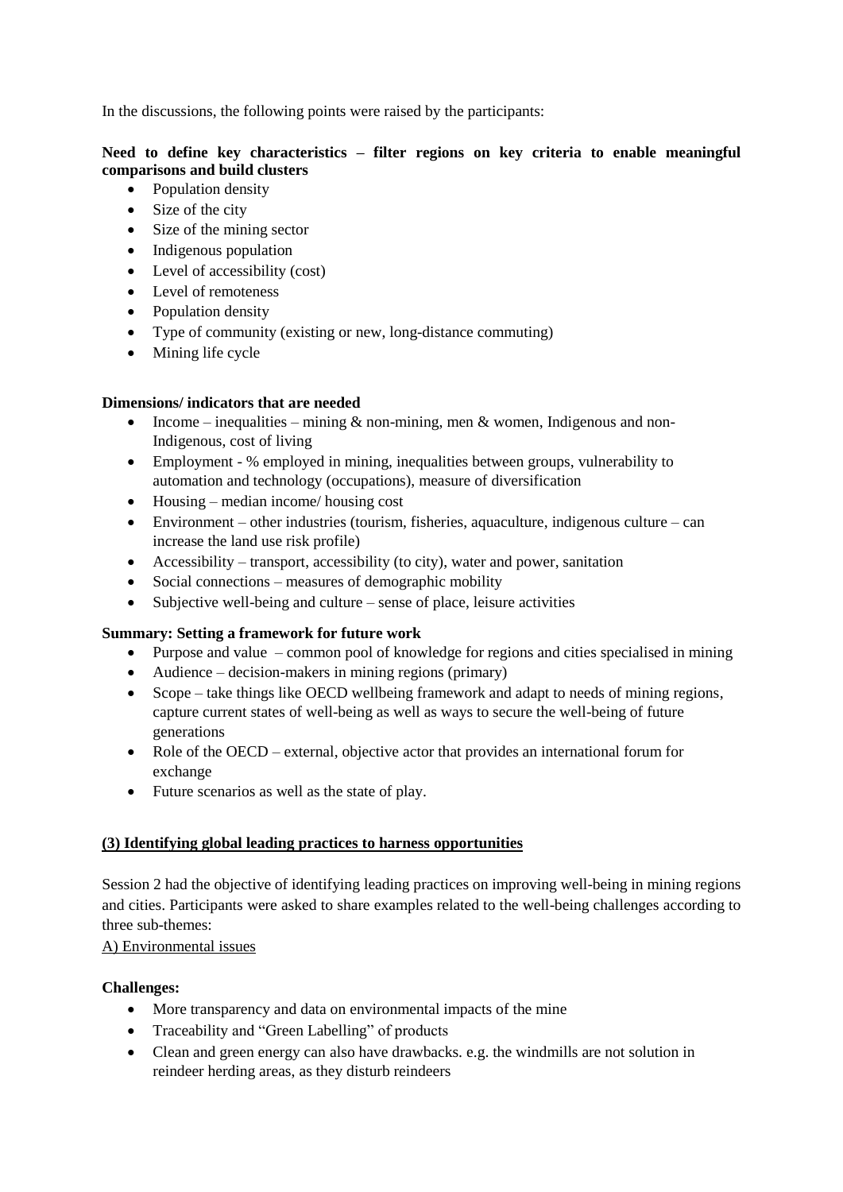In the discussions, the following points were raised by the participants:

**Need to define key characteristics – filter regions on key criteria to enable meaningful comparisons and build clusters**

- Population density
- Size of the city
- Size of the mining sector
- Indigenous population
- Level of accessibility (cost)
- Level of remoteness
- Population density
- Type of community (existing or new, long-distance commuting)
- Mining life cycle

**Dimensions/ indicators that are needed**

- Income – inequalities – mining & non-mining, men & women, Indigenous and non-Indigenous, cost of living
- Employment - % employed in mining, inequalities between groups, vulnerability to automation and technology (occupations), measure of diversification
- Housing – median income/ housing cost
- Environment – other industries (tourism, fisheries, aquaculture, indigenous culture – can increase the land use risk profile)
- Accessibility – transport, accessibility (to city), water and power, sanitation
- Social connections – measures of demographic mobility
- Subjective well-being and culture – sense of place, leisure activities

**Summary: Setting a framework for future work**

- Purpose and value – common pool of knowledge for regions and cities specialised in mining
- Audience – decision-makers in mining regions (primary)
- Scope – take things like OECD wellbeing framework and adapt to needs of mining regions, capture current states of well-being as well as ways to secure the well-being of future generations
- Role of the OECD – external, objective actor that provides an international forum for exchange
- Future scenarios as well as the state of play.

## (3) Identifying global leading practices to harness opportunities

Session 2 had the objective of identifying leading practices on improving well-being in mining regions and cities. Participants were asked to share examples related to the well-being challenges according to three sub-themes:

A) Environmental issues

**Challenges:**

- More transparency and data on environmental impacts of the mine
- Traceability and "Green Labelling" of products
- Clean and green energy can also have drawbacks. e.g. the windmills are not solution in reindeer herding areas, as they disturb reindeers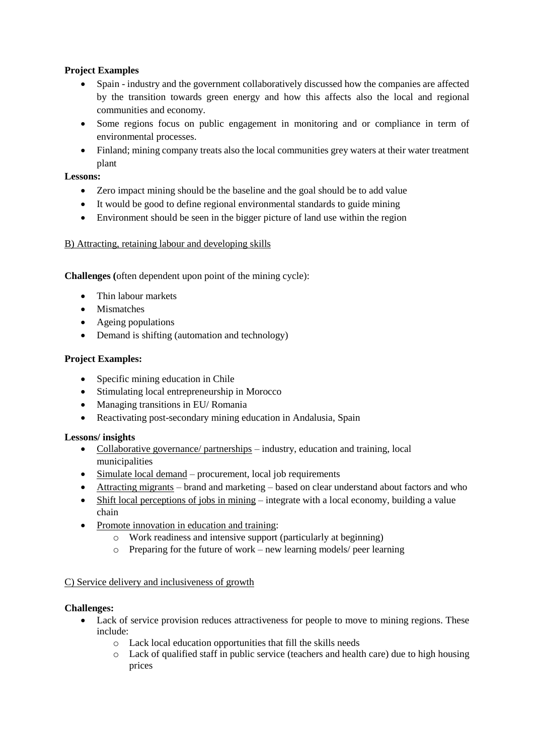**Project Examples**

- Spain - industry and the government collaboratively discussed how the companies are affected by the transition towards green energy and how this affects also the local and regional communities and economy.
- Some regions focus on public engagement in monitoring and or compliance in term of environmental processes.
- Finland; mining company treats also the local communities grey waters at their water treatment plant

**Lessons:**

- Zero impact mining should be the baseline and the goal should be to add value
- It would be good to define regional environmental standards to guide mining
- Environment should be seen in the bigger picture of land use within the region

<u>B) Attracting, retaining labour and developing skills</u>

**Challenges (**often dependent upon point of the mining cycle):

- Thin labour markets
- Mismatches
- Ageing populations
- Demand is shifting (automation and technology)

**Project Examples:**

- Specific mining education in Chile
- Stimulating local entrepreneurship in Morocco
- Managing transitions in EU/ Romania
- Reactivating post-secondary mining education in Andalusia, Spain

**Lessons/ insights**

- <u>Collaborative governance/ partnerships</u> – industry, education and training, local municipalities
- <u>Simulate local demand</u> – procurement, local job requirements
- <u>Attracting migrants</u> – brand and marketing – based on clear understand about factors and who
- <u>Shift local perceptions of jobs in mining</u> – integrate with a local economy, building a value chain
- <u>Promote innovation in education and training</u>:
  - Work readiness and intensive support (particularly at beginning)
  - Preparing for the future of work – new learning models/ peer learning

<u>C) Service delivery and inclusiveness of growth</u>

**Challenges:**

- Lack of service provision reduces attractiveness for people to move to mining regions. These include:
  - Lack local education opportunities that fill the skills needs
  - Lack of qualified staff in public service (teachers and health care) due to high housing prices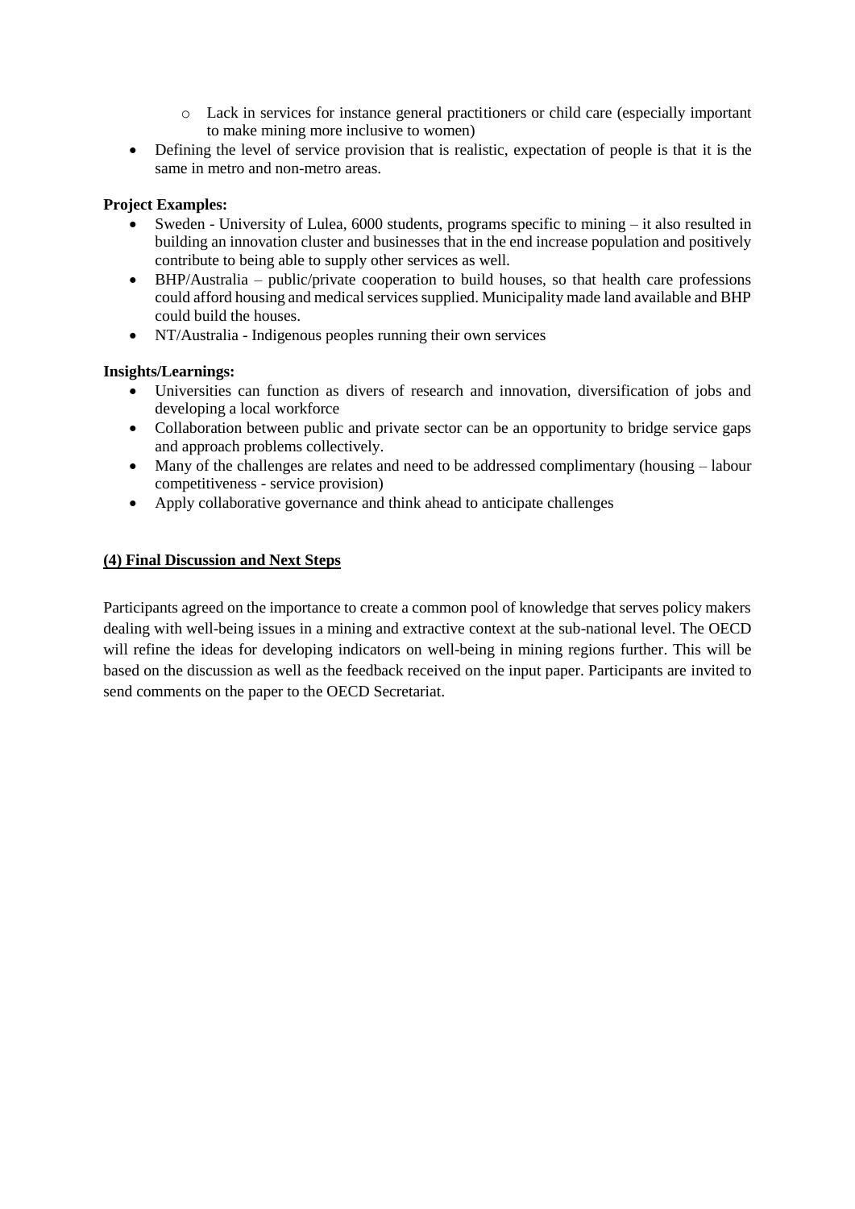- Lack in services for instance general practitioners or child care (especially important to make mining more inclusive to women)
- Defining the level of service provision that is realistic, expectation of people is that it is the same in metro and non-metro areas.

**Project Examples:**

- Sweden - University of Lulea, 6000 students, programs specific to mining – it also resulted in building an innovation cluster and businesses that in the end increase population and positively contribute to being able to supply other services as well.
- BHP/Australia – public/private cooperation to build houses, so that health care professions could afford housing and medical services supplied. Municipality made land available and BHP could build the houses.
- NT/Australia - Indigenous peoples running their own services

**Insights/Learnings:**

- Universities can function as divers of research and innovation, diversification of jobs and developing a local workforce
- Collaboration between public and private sector can be an opportunity to bridge service gaps and approach problems collectively.
- Many of the challenges are relates and need to be addressed complimentary (housing – labour competitiveness - service provision)
- Apply collaborative governance and think ahead to anticipate challenges

**(4) Final Discussion and Next Steps**

Participants agreed on the importance to create a common pool of knowledge that serves policy makers dealing with well-being issues in a mining and extractive context at the sub-national level. The OECD will refine the ideas for developing indicators on well-being in mining regions further. This will be based on the discussion as well as the feedback received on the input paper. Participants are invited to send comments on the paper to the OECD Secretariat.